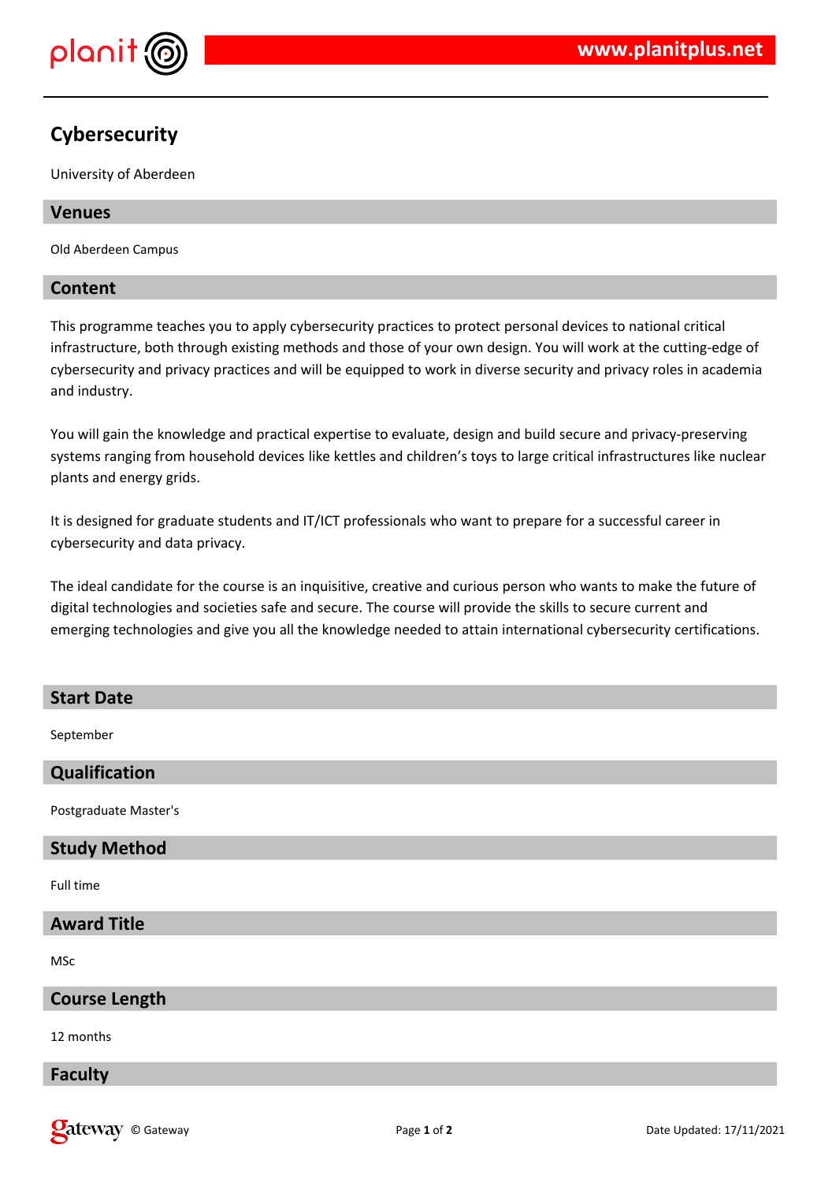# Cybersecurity

University of Aberdeen

## Venues

Old Aberdeen Campus

## Content

This programme teaches you to apply cybersecurity practices to protect personal devices to national critical infrastructure, both through existing methods and those of your own design. You will work at the cutting-edge of cybersecurity and privacy practices and will be equipped to work in diverse security and privacy roles in academia and industry.

You will gain the knowledge and practical expertise to evaluate, design and build secure and privacy-preserving systems ranging from household devices like kettles and children's toys to large critical infrastructures like nuclear plants and energy grids.

It is designed for graduate students and IT/ICT professionals who want to prepare for a successful career in cybersecurity and data privacy.

The ideal candidate for the course is an inquisitive, creative and curious person who wants to make the future of digital technologies and societies safe and secure. The course will provide the skills to secure current and emerging technologies and give you all the knowledge needed to attain international cybersecurity certifications.

## Start Date

September

## Qualification

Postgraduate Master's

## Study Method

Full time

## Award Title

MSc

## Course Length

12 months

## Faculty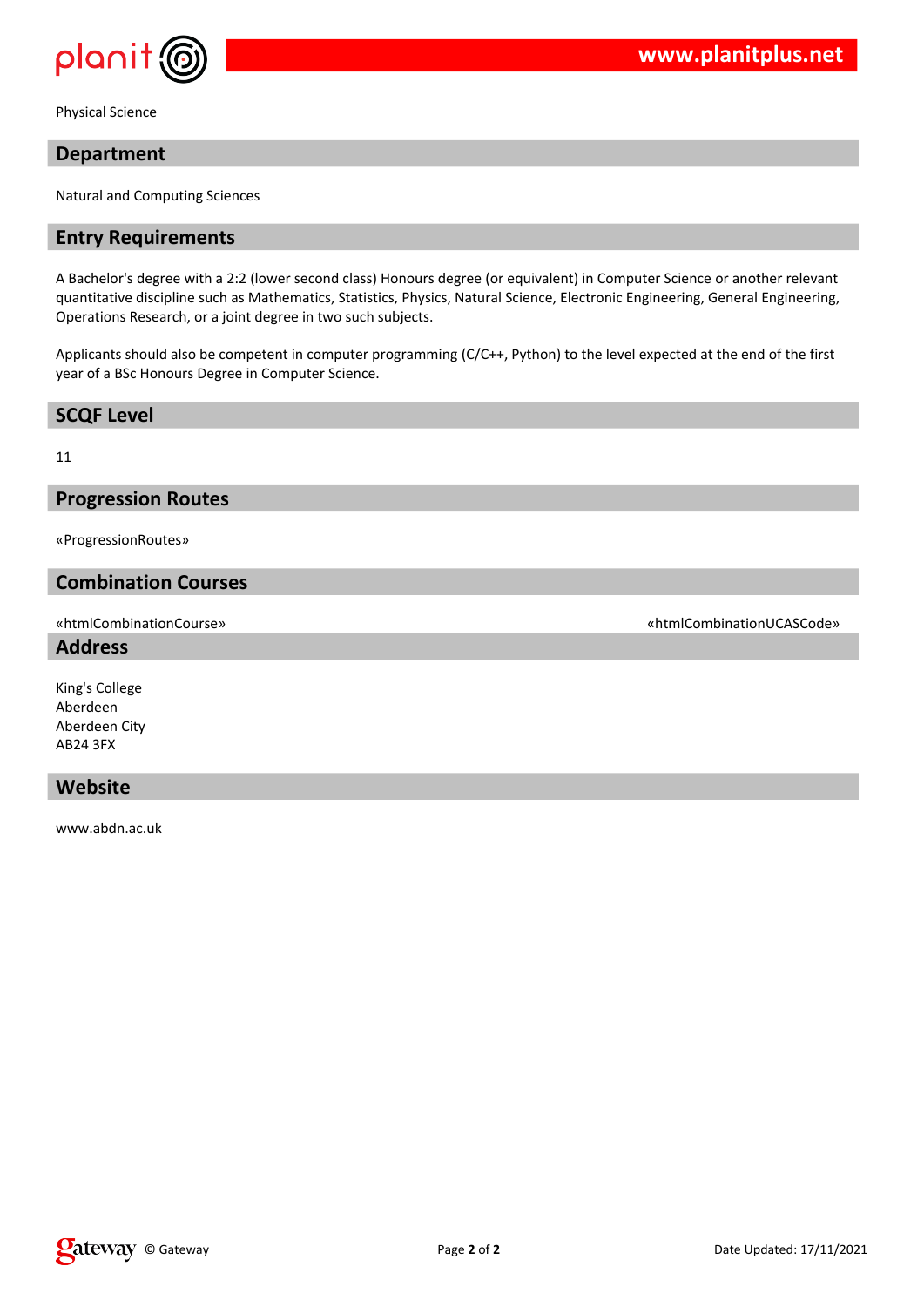Physical Science

## Department

Natural and Computing Sciences

## Entry Requirements

A Bachelor's degree with a 2:2 (lower second class) Honours degree (or equivalent) in Computer Science or another relevant quantitative discipline such as Mathematics, Statistics, Physics, Natural Science, Electronic Engineering, General Engineering, Operations Research, or a joint degree in two such subjects.

Applicants should also be competent in computer programming (C/C++, Python) to the level expected at the end of the first year of a BSc Honours Degree in Computer Science.

## SCQF Level

11

## Progression Routes

«ProgressionRoutes»

## Combination Courses

«htmlCombinationCourse» «htmlCombinationUCASCode»

## Address

King's College
Aberdeen
Aberdeen City
AB24 3FX

## Website

www.abdn.ac.uk